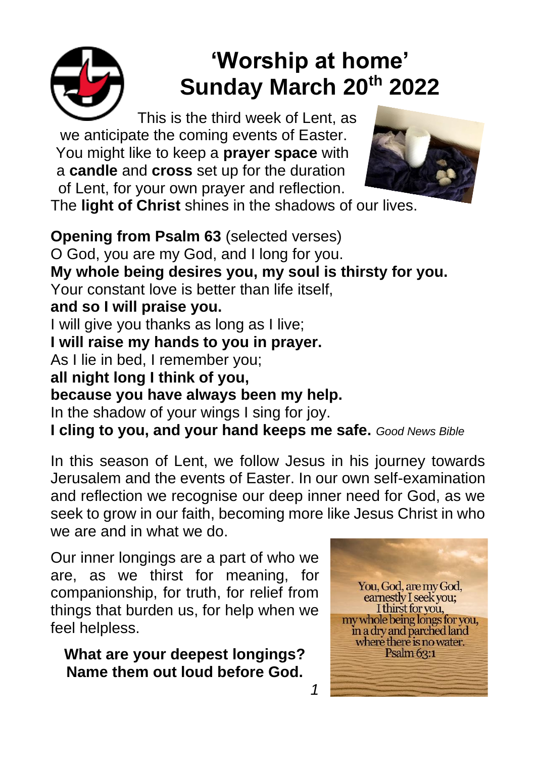# 'Worship at home' Sunday March 20th 2022

This is the third week of Lent, as we anticipate the coming events of Easter. You might like to keep a **prayer space** with a **candle** and **cross** set up for the duration of Lent, for your own prayer and reflection. The **light of Christ** shines in the shadows of our lives.

**Opening from Psalm 63** (selected verses)
O God, you are my God, and I long for you.
**My whole being desires you, my soul is thirsty for you.**
Your constant love is better than life itself,
**and so I will praise you.**
I will give you thanks as long as I live;
**I will raise my hands to you in prayer.**
As I lie in bed, I remember you;
**all night long I think of you,**
**because you have always been my help.**
In the shadow of your wings I sing for joy.
**I cling to you, and your hand keeps me safe.** *Good News Bible*

In this season of Lent, we follow Jesus in his journey towards Jerusalem and the events of Easter. In our own self-examination and reflection we recognise our deep inner need for God, as we seek to grow in our faith, becoming more like Jesus Christ in who we are and in what we do.

Our inner longings are a part of who we are, as we thirst for meaning, for companionship, for truth, for relief from things that burden us, for help when we feel helpless.

You, God, are my God, earnestly I seek you; I thirst for you, my whole being longs for you, in a dry and parched land where there is no water. Psalm 63:1

**What are your deepest longings? Name them out loud before God.**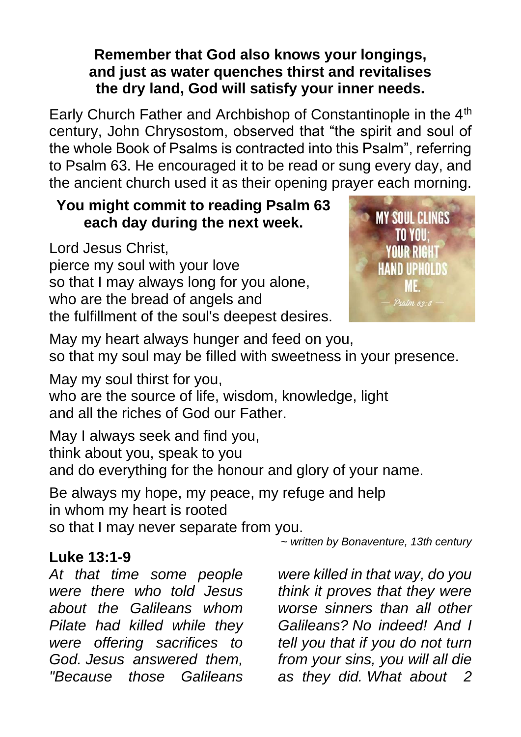**Remember that God also knows your longings, and just as water quenches thirst and revitalises the dry land, God will satisfy your inner needs.**

Early Church Father and Archbishop of Constantinople in the 4th century, John Chrysostom, observed that "the spirit and soul of the whole Book of Psalms is contracted into this Psalm", referring to Psalm 63. He encouraged it to be read or sung every day, and the ancient church used it as their opening prayer each morning.

**You might commit to reading Psalm 63 each day during the next week.**

Lord Jesus Christ,
pierce my soul with your love
so that I may always long for you alone,
who are the bread of angels and
the fulfillment of the soul's deepest desires.

May my heart always hunger and feed on you,
so that my soul may be filled with sweetness in your presence.

May my soul thirst for you,
who are the source of life, wisdom, knowledge, light
and all the riches of God our Father.

May I always seek and find you,
think about you, speak to you
and do everything for the honour and glory of your name.

Be always my hope, my peace, my refuge and help
in whom my heart is rooted
so that I may never separate from you.

*~ written by Bonaventure, 13th century*

## Luke 13:1-9

*At that time some people were there who told Jesus about the Galileans whom Pilate had killed while they were offering sacrifices to God. Jesus answered them, "Because those Galileans were killed in that way, do you think it proves that they were worse sinners than all other Galileans? No indeed! And I tell you that if you do not turn from your sins, you will all die as they did. What about*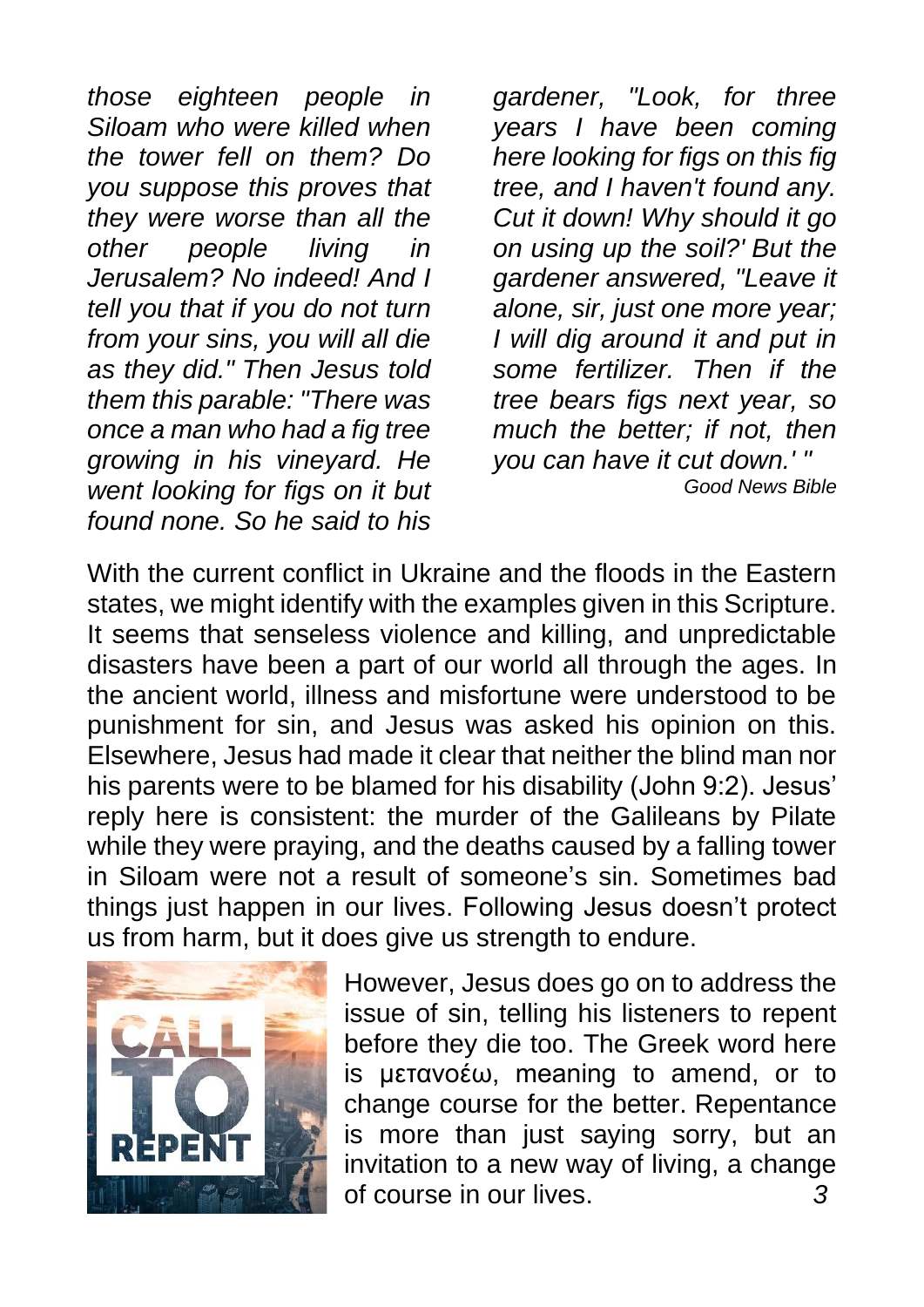*those eighteen people in Siloam who were killed when the tower fell on them? Do you suppose this proves that they were worse than all the other people living in Jerusalem? No indeed! And I tell you that if you do not turn from your sins, you will all die as they did." Then Jesus told them this parable: "There was once a man who had a fig tree growing in his vineyard. He went looking for figs on it but found none. So he said to his gardener, "Look, for three years I have been coming here looking for figs on this fig tree, and I haven't found any. Cut it down! Why should it go on using up the soil?' But the gardener answered, "Leave it alone, sir, just one more year; I will dig around it and put in some fertilizer. Then if the tree bears figs next year, so much the better; if not, then you can have it cut down.' "*

*Good News Bible*

With the current conflict in Ukraine and the floods in the Eastern states, we might identify with the examples given in this Scripture. It seems that senseless violence and killing, and unpredictable disasters have been a part of our world all through the ages. In the ancient world, illness and misfortune were understood to be punishment for sin, and Jesus was asked his opinion on this. Elsewhere, Jesus had made it clear that neither the blind man nor his parents were to be blamed for his disability (John 9:2). Jesus' reply here is consistent: the murder of the Galileans by Pilate while they were praying, and the deaths caused by a falling tower in Siloam were not a result of someone's sin. Sometimes bad things just happen in our lives. Following Jesus doesn't protect us from harm, but it does give us strength to endure.

However, Jesus does go on to address the issue of sin, telling his listeners to repent before they die too. The Greek word here is μετανοέω, meaning to amend, or to change course for the better. Repentance is more than just saying sorry, but an invitation to a new way of living, a change of course in our lives.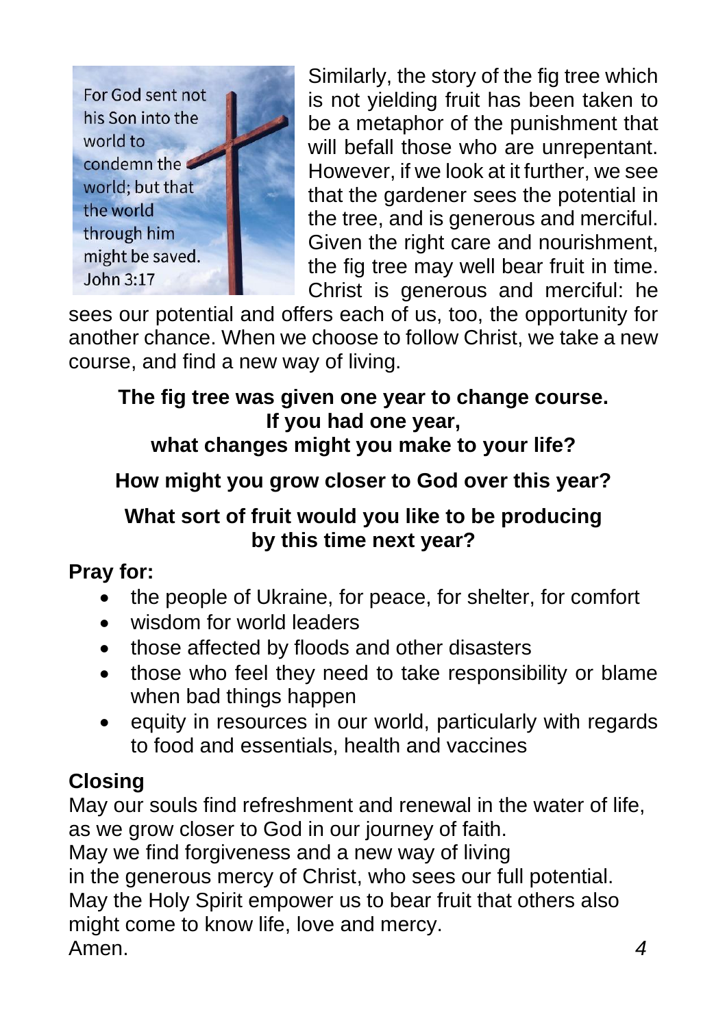For God sent not his Son into the world to condemn the world; but that the world through him might be saved. John 3:17

Similarly, the story of the fig tree which is not yielding fruit has been taken to be a metaphor of the punishment that will befall those who are unrepentant. However, if we look at it further, we see that the gardener sees the potential in the tree, and is generous and merciful. Given the right care and nourishment, the fig tree may well bear fruit in time. Christ is generous and merciful: he sees our potential and offers each of us, too, the opportunity for another chance. When we choose to follow Christ, we take a new course, and find a new way of living.

**The fig tree was given one year to change course.**
**If you had one year,**
**what changes might you make to your life?**

**How might you grow closer to God over this year?**

**What sort of fruit would you like to be producing by this time next year?**

**Pray for:**

- the people of Ukraine, for peace, for shelter, for comfort
- wisdom for world leaders
- those affected by floods and other disasters
- those who feel they need to take responsibility or blame when bad things happen
- equity in resources in our world, particularly with regards to food and essentials, health and vaccines

## Closing

May our souls find refreshment and renewal in the water of life,
as we grow closer to God in our journey of faith.
May we find forgiveness and a new way of living
in the generous mercy of Christ, who sees our full potential.
May the Holy Spirit empower us to bear fruit that others also might come to know life, love and mercy.
Amen.